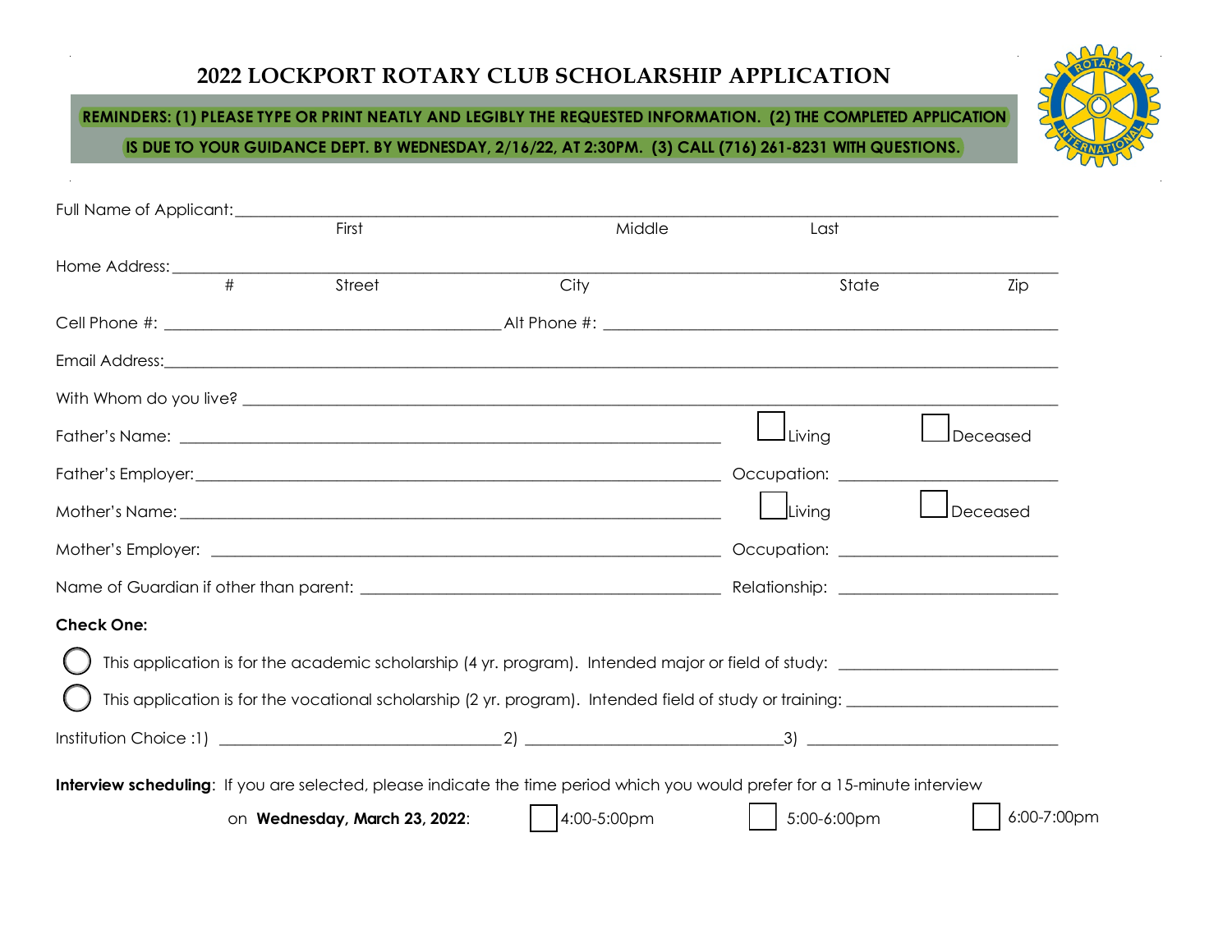# 2022 LOCKPORT ROTARY CLUB SCHOLARSHIP APPLICATION

**REMINDERS: (1) PLEASE TYPE OR PRINT NEATLY AND LEGIBLY THE REQUESTED INFORMATION. (2) THE COMPLETED APPLICATION IS DUE TO YOUR GUIDANCE DEPT. BY WEDNESDAY, 2/16/22, AT 2:30PM. (3) CALL (716) 261-8231 WITH QUESTIONS.**

Full Name of Applicant: ______________________________________________
First Middle Last

Home Address: ______________________________________________
# Street City State Zip

Cell Phone #: ______________________ Alt Phone #: ______________________

Email Address: ______________________________________________

With Whom do you live? ______________________________________________

Father's Name: ______________________ ☐ Living ☐ Deceased

Father's Employer: ______________________ Occupation: ______________

Mother's Name: ______________________ ☐ Living ☐ Deceased

Mother's Employer: ______________________ Occupation: ______________

Name of Guardian if other than parent: ______________________ Relationship: ______________

**Check One:**

◯ This application is for the academic scholarship (4 yr. program). Intended major or field of study: ______________

◯ This application is for the vocational scholarship (2 yr. program). Intended field of study or training: ______________

Institution Choice :1) ______________ 2) ______________ 3) ______________

**Interview scheduling**: If you are selected, please indicate the time period which you would prefer for a 15-minute interview on **Wednesday, March 23, 2022**: ☐ 4:00-5:00pm ☐ 5:00-6:00pm ☐ 6:00-7:00pm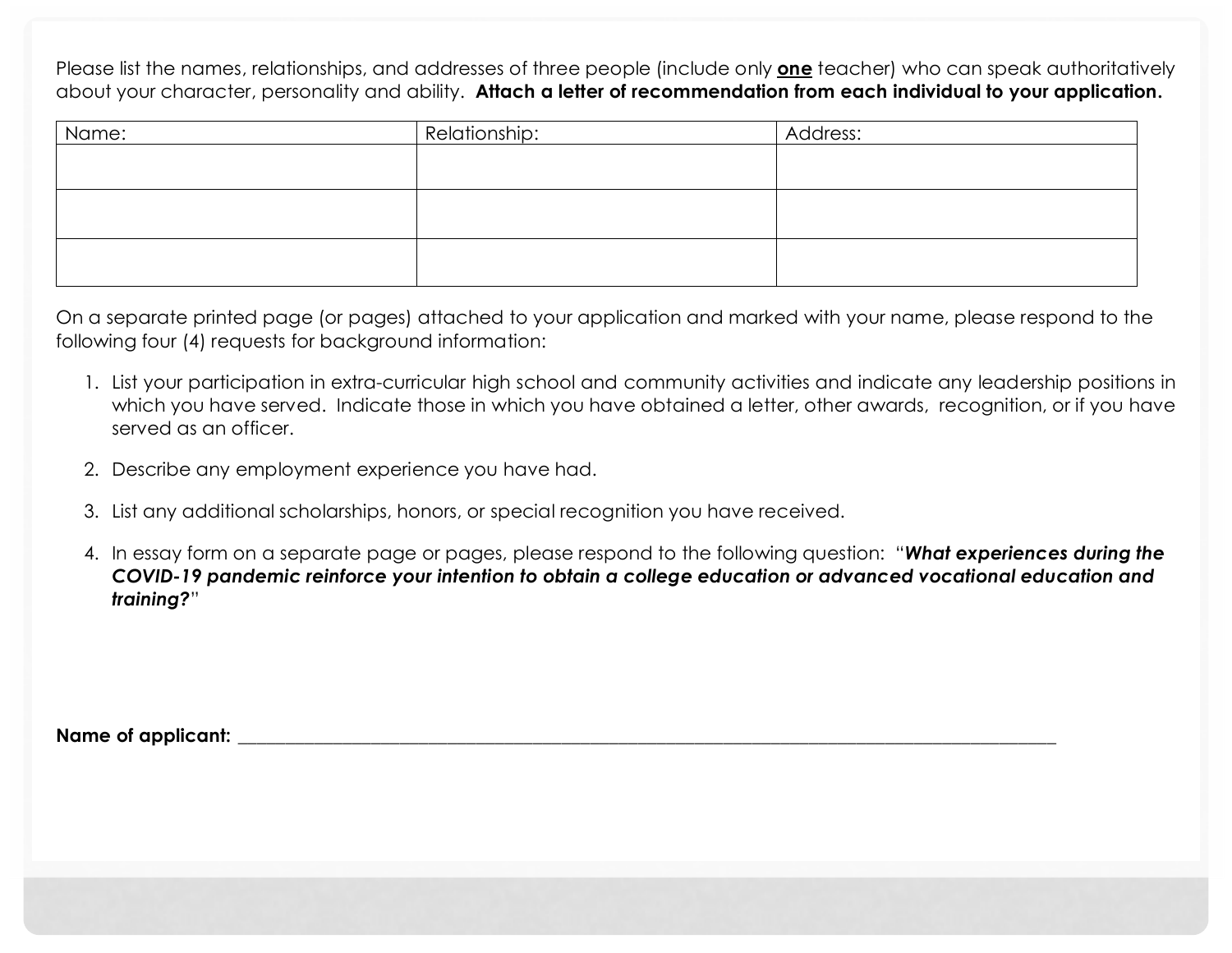Please list the names, relationships, and addresses of three people (include only **<u>one</u>** teacher) who can speak authoritatively about your character, personality and ability. **Attach a letter of recommendation from each individual to your application.**

| Name: | Relationship: | Address: |
| --- | --- | --- |
| | | |
| | | |
| | | |

On a separate printed page (or pages) attached to your application and marked with your name, please respond to the following four (4) requests for background information:

1. List your participation in extra-curricular high school and community activities and indicate any leadership positions in which you have served. Indicate those in which you have obtained a letter, other awards, recognition, or if you have served as an officer.

2. Describe any employment experience you have had.

3. List any additional scholarships, honors, or special recognition you have received.

4. In essay form on a separate page or pages, please respond to the following question: "***What experiences during the COVID-19 pandemic reinforce your intention to obtain a college education or advanced vocational education and training?***"

**Name of applicant:** ______________________________________________________________________________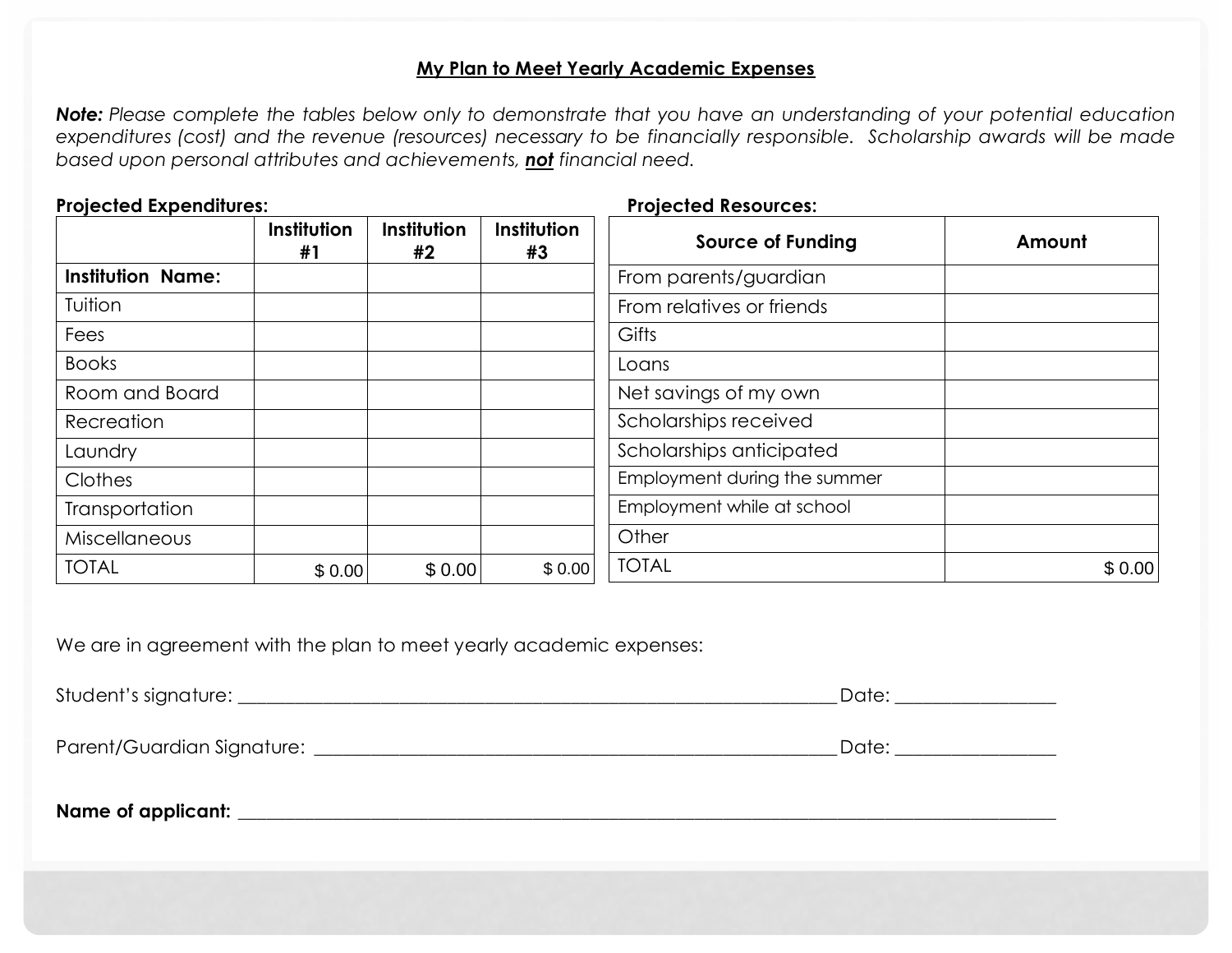## My Plan to Meet Yearly Academic Expenses

***Note:*** *Please complete the tables below only to demonstrate that you have an understanding of your potential education expenditures (cost) and the revenue (resources) necessary to be financially responsible. Scholarship awards will be made based upon personal attributes and achievements,* ***not*** *financial need.*

**Projected Expenditures:**

| | Institution #1 | Institution #2 | Institution #3 |
|---|---|---|---|
| **Institution Name:** | | | |
| Tuition | | | |
| Fees | | | |
| Books | | | |
| Room and Board | | | |
| Recreation | | | |
| Laundry | | | |
| Clothes | | | |
| Transportation | | | |
| Miscellaneous | | | |
| TOTAL | $ 0.00 | $ 0.00 | $ 0.00 |

**Projected Resources:**

| Source of Funding | Amount |
|---|---|
| From parents/guardian | |
| From relatives or friends | |
| Gifts | |
| Loans | |
| Net savings of my own | |
| Scholarships received | |
| Scholarships anticipated | |
| Employment during the summer | |
| Employment while at school | |
| Other | |
| TOTAL | $ 0.00 |

We are in agreement with the plan to meet yearly academic expenses:

Student's signature: ____________________________________________ Date: ______________

Parent/Guardian Signature: ______________________________________ Date: ______________

**Name of applicant:** __________________________________________________________